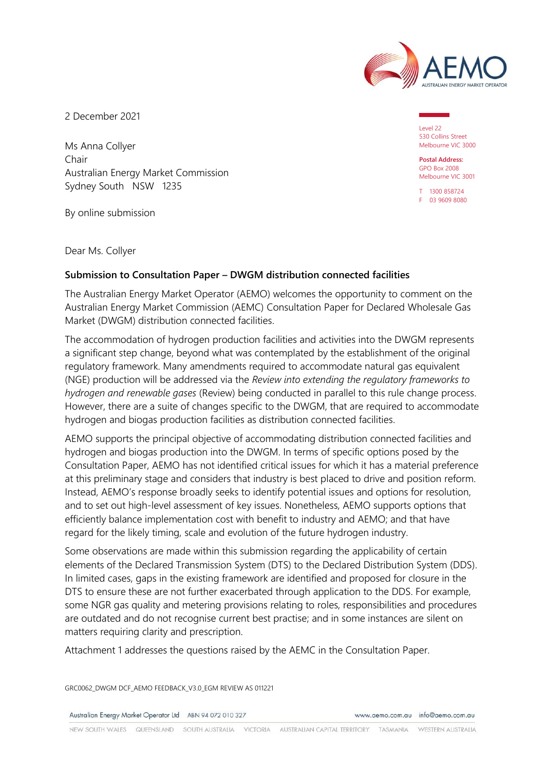2 December 2021

Ms Anna Collyer
Chair
Australian Energy Market Commission
Sydney South NSW 1235

Level 22
530 Collins Street
Melbourne VIC 3000

**Postal Address:**
GPO Box 2008
Melbourne VIC 3001

T 1300 858724
F 03 9609 8080

By online submission

Dear Ms. Collyer

**Submission to Consultation Paper – DWGM distribution connected facilities**

The Australian Energy Market Operator (AEMO) welcomes the opportunity to comment on the Australian Energy Market Commission (AEMC) Consultation Paper for Declared Wholesale Gas Market (DWGM) distribution connected facilities.

The accommodation of hydrogen production facilities and activities into the DWGM represents a significant step change, beyond what was contemplated by the establishment of the original regulatory framework. Many amendments required to accommodate natural gas equivalent (NGE) production will be addressed via the *Review into extending the regulatory frameworks to hydrogen and renewable gases* (Review) being conducted in parallel to this rule change process. However, there are a suite of changes specific to the DWGM, that are required to accommodate hydrogen and biogas production facilities as distribution connected facilities.

AEMO supports the principal objective of accommodating distribution connected facilities and hydrogen and biogas production into the DWGM. In terms of specific options posed by the Consultation Paper, AEMO has not identified critical issues for which it has a material preference at this preliminary stage and considers that industry is best placed to drive and position reform. Instead, AEMO's response broadly seeks to identify potential issues and options for resolution, and to set out high-level assessment of key issues. Nonetheless, AEMO supports options that efficiently balance implementation cost with benefit to industry and AEMO; and that have regard for the likely timing, scale and evolution of the future hydrogen industry.

Some observations are made within this submission regarding the applicability of certain elements of the Declared Transmission System (DTS) to the Declared Distribution System (DDS). In limited cases, gaps in the existing framework are identified and proposed for closure in the DTS to ensure these are not further exacerbated through application to the DDS. For example, some NGR gas quality and metering provisions relating to roles, responsibilities and procedures are outdated and do not recognise current best practise; and in some instances are silent on matters requiring clarity and prescription.

Attachment 1 addresses the questions raised by the AEMC in the Consultation Paper.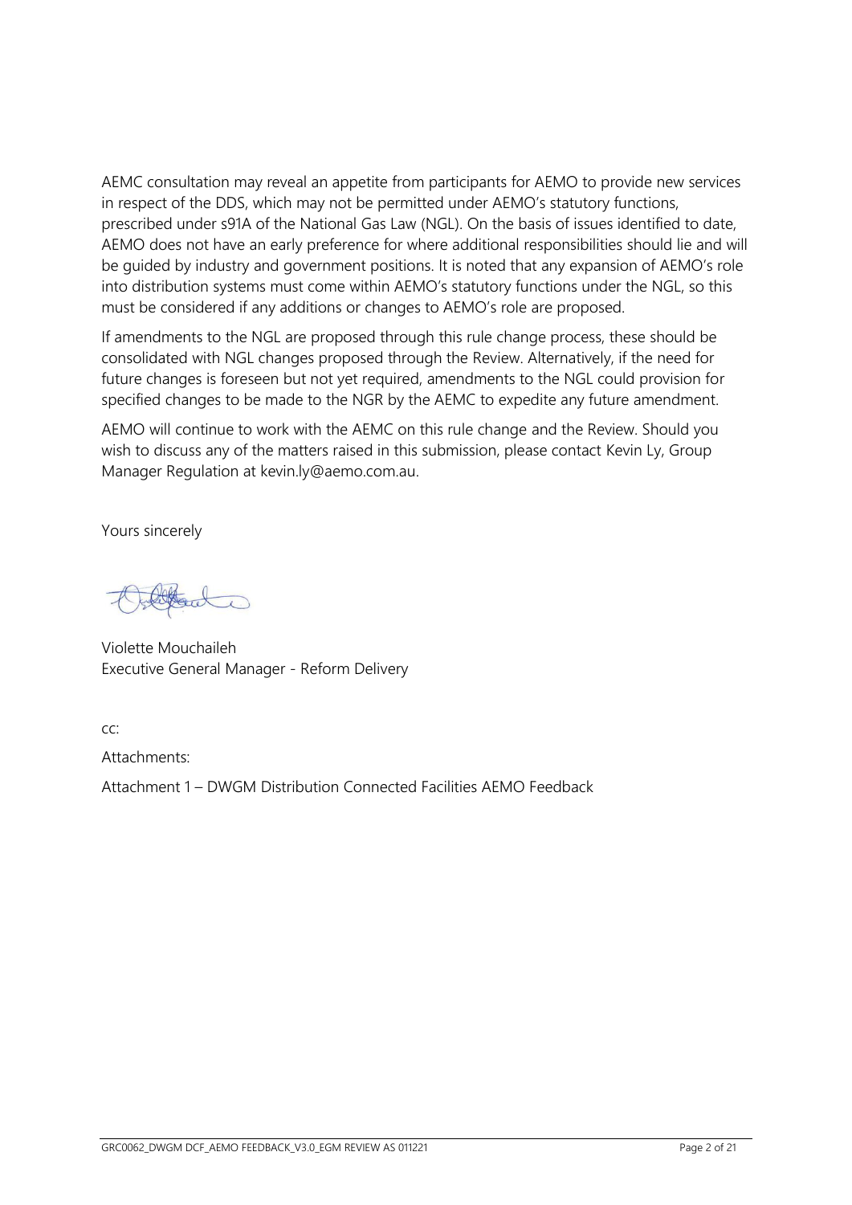AEMC consultation may reveal an appetite from participants for AEMO to provide new services in respect of the DDS, which may not be permitted under AEMO's statutory functions, prescribed under s91A of the National Gas Law (NGL). On the basis of issues identified to date, AEMO does not have an early preference for where additional responsibilities should lie and will be guided by industry and government positions. It is noted that any expansion of AEMO's role into distribution systems must come within AEMO's statutory functions under the NGL, so this must be considered if any additions or changes to AEMO's role are proposed.

If amendments to the NGL are proposed through this rule change process, these should be consolidated with NGL changes proposed through the Review. Alternatively, if the need for future changes is foreseen but not yet required, amendments to the NGL could provision for specified changes to be made to the NGR by the AEMC to expedite any future amendment.

AEMO will continue to work with the AEMC on this rule change and the Review. Should you wish to discuss any of the matters raised in this submission, please contact Kevin Ly, Group Manager Regulation at kevin.ly@aemo.com.au.

Yours sincerely

Violette Mouchaileh
Executive General Manager - Reform Delivery

cc:

Attachments:

Attachment 1 – DWGM Distribution Connected Facilities AEMO Feedback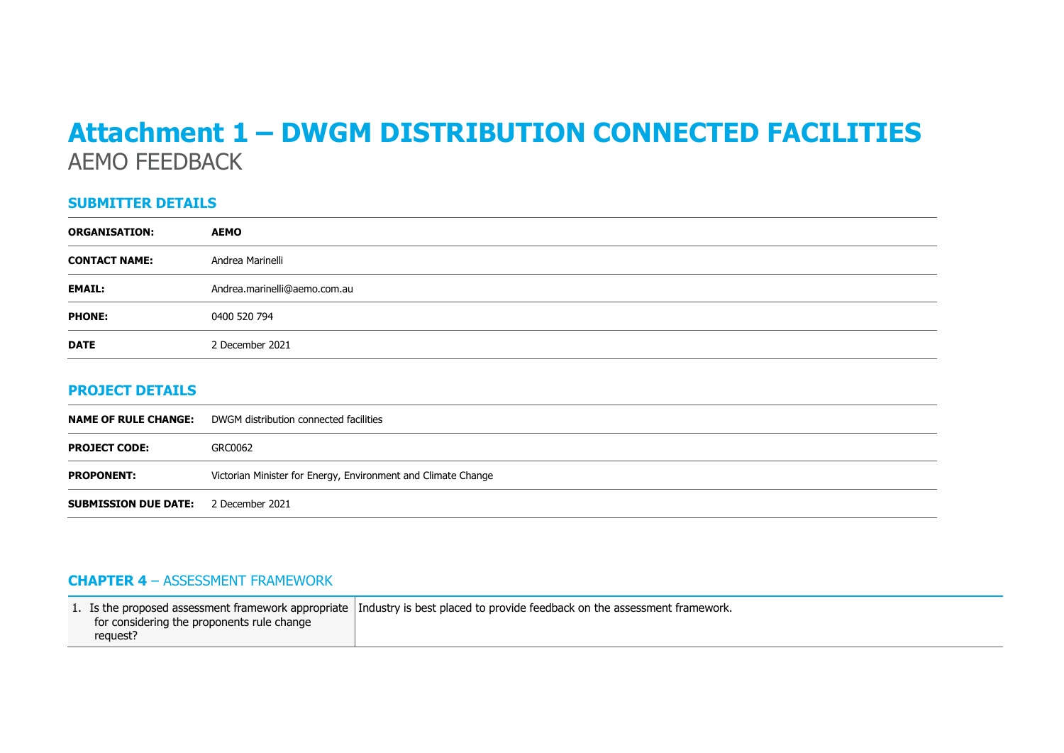# Attachment 1 – DWGM DISTRIBUTION CONNECTED FACILITIES

AEMO FEEDBACK

## SUBMITTER DETAILS

| | |
|---|---|
| **ORGANISATION:** | **AEMO** |
| **CONTACT NAME:** | Andrea Marinelli |
| **EMAIL:** | Andrea.marinelli@aemo.com.au |
| **PHONE:** | 0400 520 794 |
| **DATE** | 2 December 2021 |

## PROJECT DETAILS

| | |
|---|---|
| **NAME OF RULE CHANGE:** | DWGM distribution connected facilities |
| **PROJECT CODE:** | GRC0062 |
| **PROPONENT:** | Victorian Minister for Energy, Environment and Climate Change |
| **SUBMISSION DUE DATE:** | 2 December 2021 |

## CHAPTER 4 – ASSESSMENT FRAMEWORK

| | |
|---|---|
| 1. Is the proposed assessment framework appropriate for considering the proponents rule change request? | Industry is best placed to provide feedback on the assessment framework. |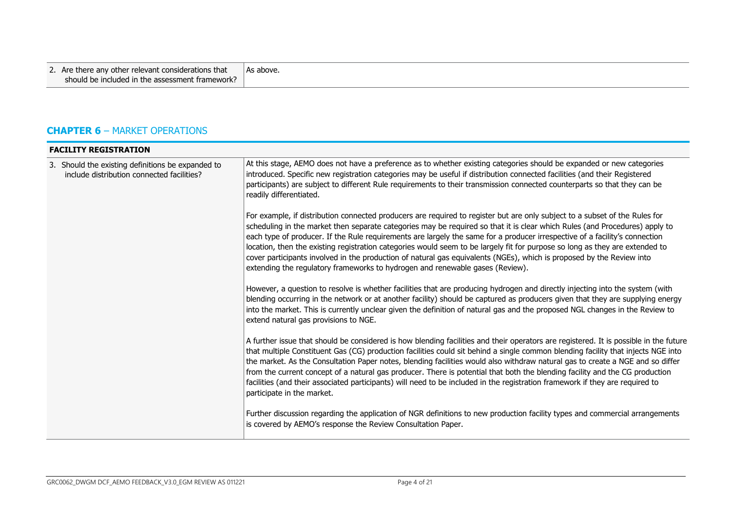| | |
|---|---|
| 2. Are there any other relevant considerations that should be included in the assessment framework? | As above. |

## CHAPTER 6 – MARKET OPERATIONS

| FACILITY REGISTRATION | |
|---|---|
| 3. Should the existing definitions be expanded to include distribution connected facilities? | At this stage, AEMO does not have a preference as to whether existing categories should be expanded or new categories introduced. Specific new registration categories may be useful if distribution connected facilities (and their Registered participants) are subject to different Rule requirements to their transmission connected counterparts so that they can be readily differentiated.<br><br>For example, if distribution connected producers are required to register but are only subject to a subset of the Rules for scheduling in the market then separate categories may be required so that it is clear which Rules (and Procedures) apply to each type of producer. If the Rule requirements are largely the same for a producer irrespective of a facility's connection location, then the existing registration categories would seem to be largely fit for purpose so long as they are extended to cover participants involved in the production of natural gas equivalents (NGEs), which is proposed by the Review into extending the regulatory frameworks to hydrogen and renewable gases (Review).<br><br>However, a question to resolve is whether facilities that are producing hydrogen and directly injecting into the system (with blending occurring in the network or at another facility) should be captured as producers given that they are supplying energy into the market. This is currently unclear given the definition of natural gas and the proposed NGL changes in the Review to extend natural gas provisions to NGE.<br><br>A further issue that should be considered is how blending facilities and their operators are registered. It is possible in the future that multiple Constituent Gas (CG) production facilities could sit behind a single common blending facility that injects NGE into the market. As the Consultation Paper notes, blending facilities would also withdraw natural gas to create a NGE and so differ from the current concept of a natural gas producer. There is potential that both the blending facility and the CG production facilities (and their associated participants) will need to be included in the registration framework if they are required to participate in the market.<br><br>Further discussion regarding the application of NGR definitions to new production facility types and commercial arrangements is covered by AEMO's response the Review Consultation Paper. |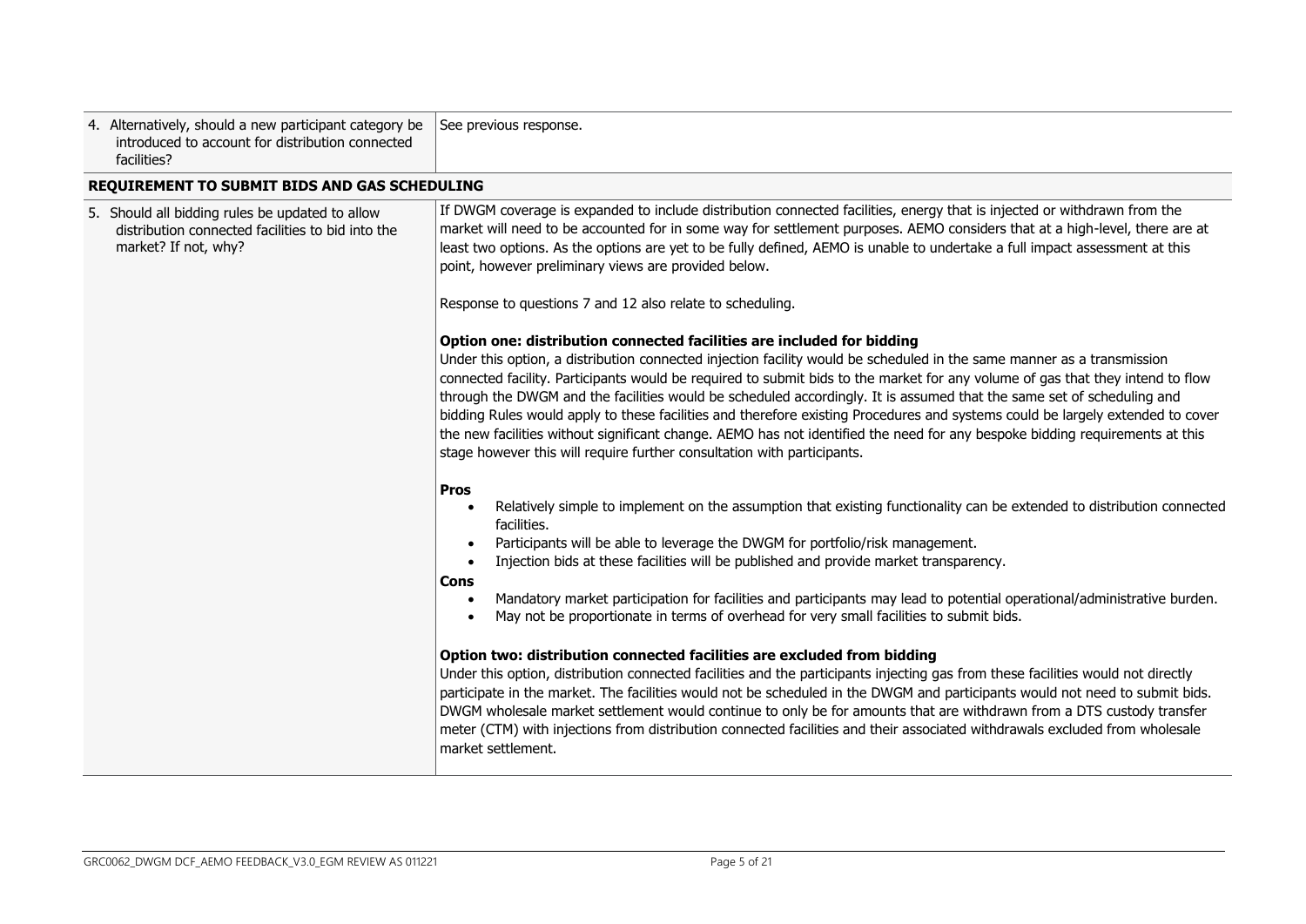| | |
|---|---|
| 4. Alternatively, should a new participant category be introduced to account for distribution connected facilities? | See previous response. |
| **REQUIREMENT TO SUBMIT BIDS AND GAS SCHEDULING** | |
| 5. Should all bidding rules be updated to allow distribution connected facilities to bid into the market? If not, why? | If DWGM coverage is expanded to include distribution connected facilities, energy that is injected or withdrawn from the market will need to be accounted for in some way for settlement purposes. AEMO considers that at a high-level, there are at least two options. As the options are yet to be fully defined, AEMO is unable to undertake a full impact assessment at this point, however preliminary views are provided below.<br><br>Response to questions 7 and 12 also relate to scheduling.<br><br>**Option one: distribution connected facilities are included for bidding**<br>Under this option, a distribution connected injection facility would be scheduled in the same manner as a transmission connected facility. Participants would be required to submit bids to the market for any volume of gas that they intend to flow through the DWGM and the facilities would be scheduled accordingly. It is assumed that the same set of scheduling and bidding Rules would apply to these facilities and therefore existing Procedures and systems could be largely extended to cover the new facilities without significant change. AEMO has not identified the need for any bespoke bidding requirements at this stage however this will require further consultation with participants.<br><br>**Pros**<br>• Relatively simple to implement on the assumption that existing functionality can be extended to distribution connected facilities.<br>• Participants will be able to leverage the DWGM for portfolio/risk management.<br>• Injection bids at these facilities will be published and provide market transparency.<br>**Cons**<br>• Mandatory market participation for facilities and participants may lead to potential operational/administrative burden.<br>• May not be proportionate in terms of overhead for very small facilities to submit bids.<br><br>**Option two: distribution connected facilities are excluded from bidding**<br>Under this option, distribution connected facilities and the participants injecting gas from these facilities would not directly participate in the market. The facilities would not be scheduled in the DWGM and participants would not need to submit bids. DWGM wholesale market settlement would continue to only be for amounts that are withdrawn from a DTS custody transfer meter (CTM) with injections from distribution connected facilities and their associated withdrawals excluded from wholesale market settlement. |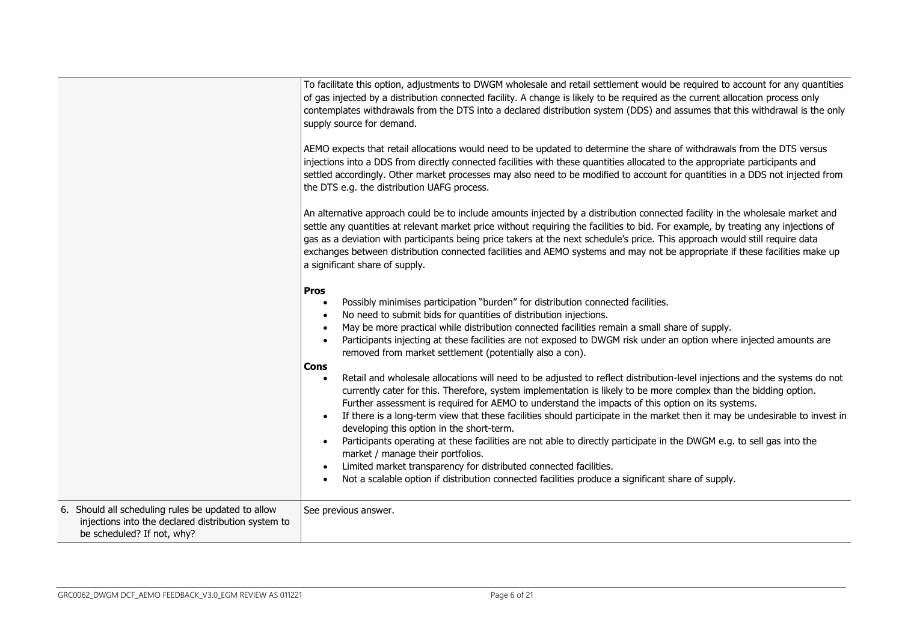| | |
|---|---|
| | To facilitate this option, adjustments to DWGM wholesale and retail settlement would be required to account for any quantities of gas injected by a distribution connected facility. A change is likely to be required as the current allocation process only contemplates withdrawals from the DTS into a declared distribution system (DDS) and assumes that this withdrawal is the only supply source for demand.<br><br>AEMO expects that retail allocations would need to be updated to determine the share of withdrawals from the DTS versus injections into a DDS from directly connected facilities with these quantities allocated to the appropriate participants and settled accordingly. Other market processes may also need to be modified to account for quantities in a DDS not injected from the DTS e.g. the distribution UAFG process.<br><br>An alternative approach could be to include amounts injected by a distribution connected facility in the wholesale market and settle any quantities at relevant market price without requiring the facilities to bid. For example, by treating any injections of gas as a deviation with participants being price takers at the next schedule's price. This approach would still require data exchanges between distribution connected facilities and AEMO systems and may not be appropriate if these facilities make up a significant share of supply.<br><br>**Pros**<br>• Possibly minimises participation "burden" for distribution connected facilities.<br>• No need to submit bids for quantities of distribution injections.<br>• May be more practical while distribution connected facilities remain a small share of supply.<br>• Participants injecting at these facilities are not exposed to DWGM risk under an option where injected amounts are removed from market settlement (potentially also a con).<br><br>**Cons**<br>• Retail and wholesale allocations will need to be adjusted to reflect distribution-level injections and the systems do not currently cater for this. Therefore, system implementation is likely to be more complex than the bidding option. Further assessment is required for AEMO to understand the impacts of this option on its systems.<br>• If there is a long-term view that these facilities should participate in the market then it may be undesirable to invest in developing this option in the short-term.<br>• Participants operating at these facilities are not able to directly participate in the DWGM e.g. to sell gas into the market / manage their portfolios.<br>• Limited market transparency for distributed connected facilities.<br>• Not a scalable option if distribution connected facilities produce a significant share of supply. |
| 6. Should all scheduling rules be updated to allow injections into the declared distribution system to be scheduled? If not, why? | See previous answer. |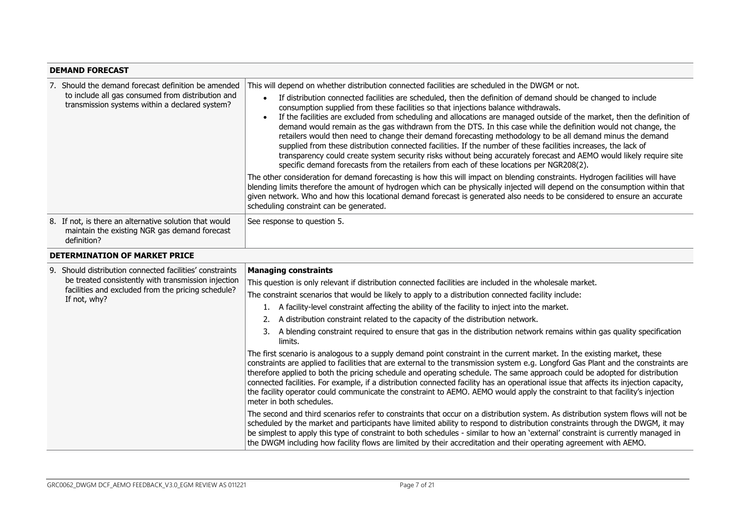| **DEMAND FORECAST** | |
|---|---|
| 7. Should the demand forecast definition be amended to include all gas consumed from distribution and transmission systems within a declared system? | This will depend on whether distribution connected facilities are scheduled in the DWGM or not.<br>• If distribution connected facilities are scheduled, then the definition of demand should be changed to include consumption supplied from these facilities so that injections balance withdrawals.<br>• If the facilities are excluded from scheduling and allocations are managed outside of the market, then the definition of demand would remain as the gas withdrawn from the DTS. In this case while the definition would not change, the retailers would then need to change their demand forecasting methodology to be all demand minus the demand supplied from these distribution connected facilities. If the number of these facilities increases, the lack of transparency could create system security risks without being accurately forecast and AEMO would likely require site specific demand forecasts from the retailers from each of these locations per NGR208(2).<br><br>The other consideration for demand forecasting is how this will impact on blending constraints. Hydrogen facilities will have blending limits therefore the amount of hydrogen which can be physically injected will depend on the consumption within that given network. Who and how this locational demand forecast is generated also needs to be considered to ensure an accurate scheduling constraint can be generated. |
| 8. If not, is there an alternative solution that would maintain the existing NGR gas demand forecast definition? | See response to question 5. |
| **DETERMINATION OF MARKET PRICE** | |
| 9. Should distribution connected facilities' constraints be treated consistently with transmission injection facilities and excluded from the pricing schedule? If not, why? | **Managing constraints**<br>This question is only relevant if distribution connected facilities are included in the wholesale market.<br>The constraint scenarios that would be likely to apply to a distribution connected facility include:<br>1. A facility-level constraint affecting the ability of the facility to inject into the market.<br>2. A distribution constraint related to the capacity of the distribution network.<br>3. A blending constraint required to ensure that gas in the distribution network remains within gas quality specification limits.<br><br>The first scenario is analogous to a supply demand point constraint in the current market. In the existing market, these constraints are applied to facilities that are external to the transmission system e.g. Longford Gas Plant and the constraints are therefore applied to both the pricing schedule and operating schedule. The same approach could be adopted for distribution connected facilities. For example, if a distribution connected facility has an operational issue that affects its injection capacity, the facility operator could communicate the constraint to AEMO. AEMO would apply the constraint to that facility's injection meter in both schedules.<br><br>The second and third scenarios refer to constraints that occur on a distribution system. As distribution system flows will not be scheduled by the market and participants have limited ability to respond to distribution constraints through the DWGM, it may be simplest to apply this type of constraint to both schedules - similar to how an 'external' constraint is currently managed in the DWGM including how facility flows are limited by their accreditation and their operating agreement with AEMO. |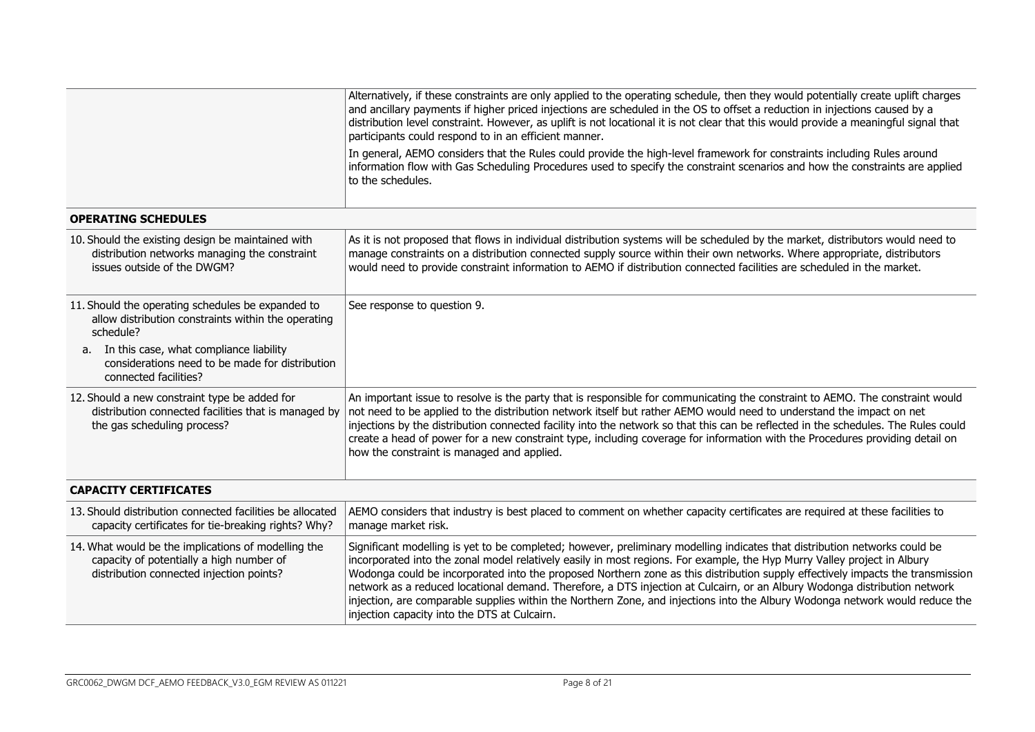| | |
|---|---|
| | Alternatively, if these constraints are only applied to the operating schedule, then they would potentially create uplift charges and ancillary payments if higher priced injections are scheduled in the OS to offset a reduction in injections caused by a distribution level constraint. However, as uplift is not locational it is not clear that this would provide a meaningful signal that participants could respond to in an efficient manner.<br><br>In general, AEMO considers that the Rules could provide the high-level framework for constraints including Rules around information flow with Gas Scheduling Procedures used to specify the constraint scenarios and how the constraints are applied to the schedules. |
| **OPERATING SCHEDULES** | |
| 10. Should the existing design be maintained with distribution networks managing the constraint issues outside of the DWGM? | As it is not proposed that flows in individual distribution systems will be scheduled by the market, distributors would need to manage constraints on a distribution connected supply source within their own networks. Where appropriate, distributors would need to provide constraint information to AEMO if distribution connected facilities are scheduled in the market. |
| 11. Should the operating schedules be expanded to allow distribution constraints within the operating schedule?<br><br>a. In this case, what compliance liability considerations need to be made for distribution connected facilities? | See response to question 9. |
| 12. Should a new constraint type be added for distribution connected facilities that is managed by the gas scheduling process? | An important issue to resolve is the party that is responsible for communicating the constraint to AEMO. The constraint would not need to be applied to the distribution network itself but rather AEMO would need to understand the impact on net injections by the distribution connected facility into the network so that this can be reflected in the schedules. The Rules could create a head of power for a new constraint type, including coverage for information with the Procedures providing detail on how the constraint is managed and applied. |
| **CAPACITY CERTIFICATES** | |
| 13. Should distribution connected facilities be allocated capacity certificates for tie-breaking rights? Why? | AEMO considers that industry is best placed to comment on whether capacity certificates are required at these facilities to manage market risk. |
| 14. What would be the implications of modelling the capacity of potentially a high number of distribution connected injection points? | Significant modelling is yet to be completed; however, preliminary modelling indicates that distribution networks could be incorporated into the zonal model relatively easily in most regions. For example, the Hyp Murry Valley project in Albury Wodonga could be incorporated into the proposed Northern zone as this distribution supply effectively impacts the transmission network as a reduced locational demand. Therefore, a DTS injection at Culcairn, or an Albury Wodonga distribution network injection, are comparable supplies within the Northern Zone, and injections into the Albury Wodonga network would reduce the injection capacity into the DTS at Culcairn. |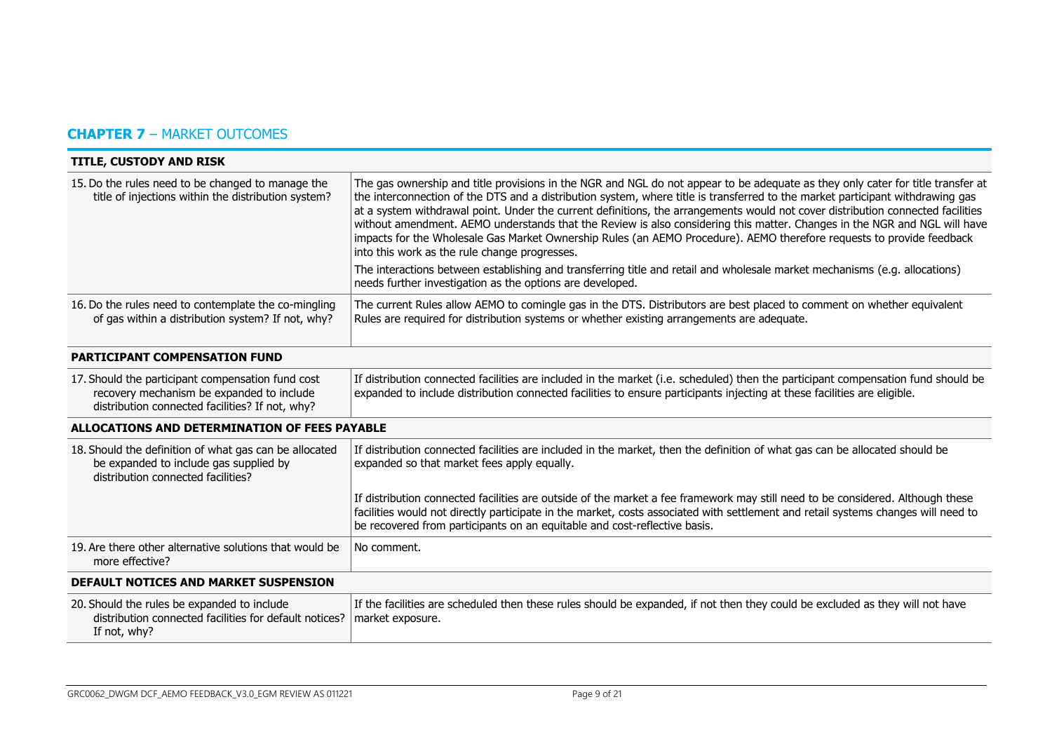## **CHAPTER 7** – MARKET OUTCOMES

| **TITLE, CUSTODY AND RISK** | |
|---|---|
| 15. Do the rules need to be changed to manage the title of injections within the distribution system? | The gas ownership and title provisions in the NGR and NGL do not appear to be adequate as they only cater for title transfer at the interconnection of the DTS and a distribution system, where title is transferred to the market participant withdrawing gas at a system withdrawal point. Under the current definitions, the arrangements would not cover distribution connected facilities without amendment. AEMO understands that the Review is also considering this matter. Changes in the NGR and NGL will have impacts for the Wholesale Gas Market Ownership Rules (an AEMO Procedure). AEMO therefore requests to provide feedback into this work as the rule change progresses.<br><br>The interactions between establishing and transferring title and retail and wholesale market mechanisms (e.g. allocations) needs further investigation as the options are developed. |
| 16. Do the rules need to contemplate the co-mingling of gas within a distribution system? If not, why? | The current Rules allow AEMO to comingle gas in the DTS. Distributors are best placed to comment on whether equivalent Rules are required for distribution systems or whether existing arrangements are adequate. |
| **PARTICIPANT COMPENSATION FUND** | |
| 17. Should the participant compensation fund cost recovery mechanism be expanded to include distribution connected facilities? If not, why? | If distribution connected facilities are included in the market (i.e. scheduled) then the participant compensation fund should be expanded to include distribution connected facilities to ensure participants injecting at these facilities are eligible. |
| **ALLOCATIONS AND DETERMINATION OF FEES PAYABLE** | |
| 18. Should the definition of what gas can be allocated be expanded to include gas supplied by distribution connected facilities? | If distribution connected facilities are included in the market, then the definition of what gas can be allocated should be expanded so that market fees apply equally.<br><br>If distribution connected facilities are outside of the market a fee framework may still need to be considered. Although these facilities would not directly participate in the market, costs associated with settlement and retail systems changes will need to be recovered from participants on an equitable and cost-reflective basis. |
| 19. Are there other alternative solutions that would be more effective? | No comment. |
| **DEFAULT NOTICES AND MARKET SUSPENSION** | |
| 20. Should the rules be expanded to include distribution connected facilities for default notices? If not, why? | If the facilities are scheduled then these rules should be expanded, if not then they could be excluded as they will not have market exposure. |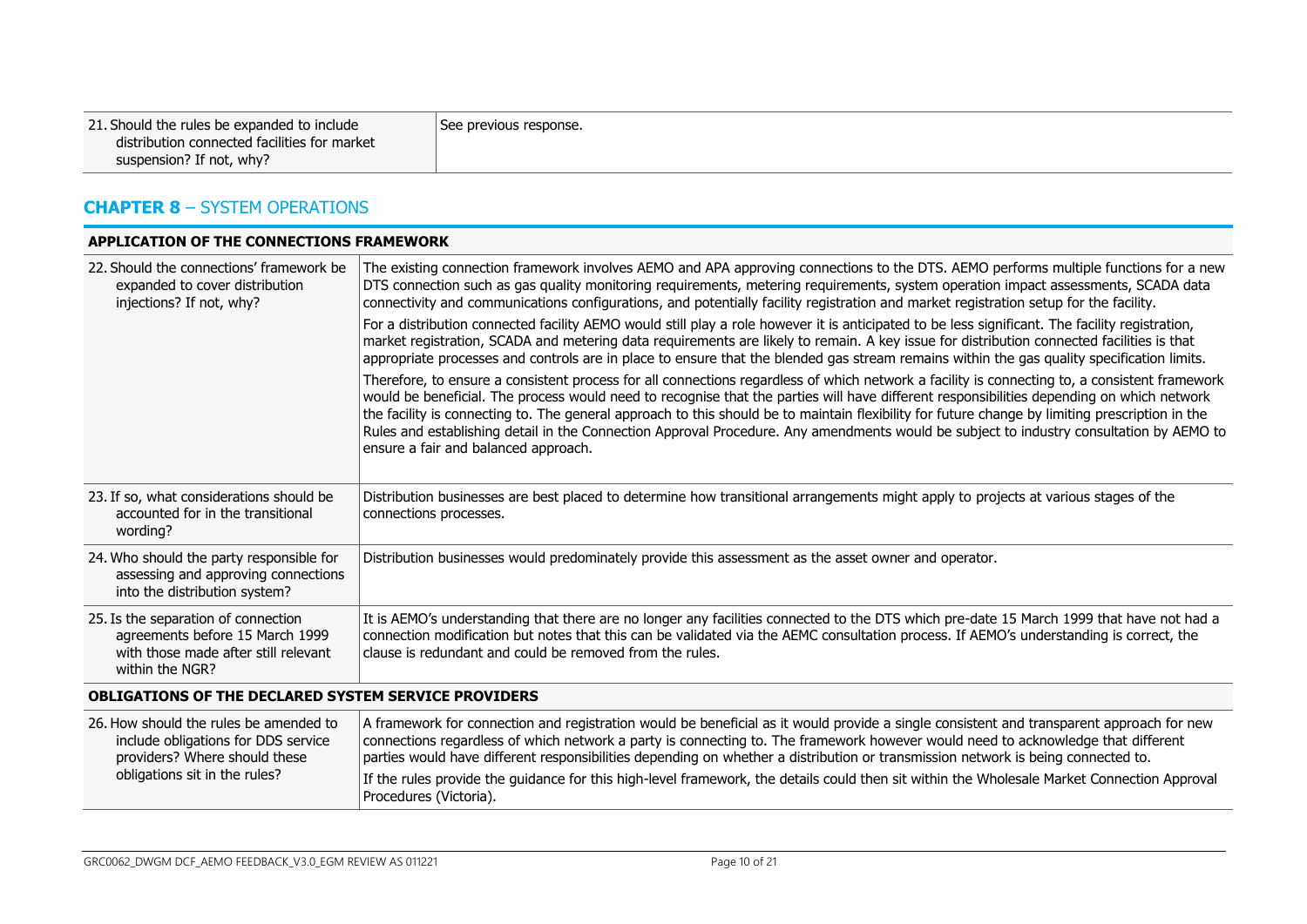| | |
|---|---|
| 21. Should the rules be expanded to include distribution connected facilities for market suspension? If not, why? | See previous response. |

## CHAPTER 8 – SYSTEM OPERATIONS

| APPLICATION OF THE CONNECTIONS FRAMEWORK | |
|---|---|
| 22. Should the connections' framework be expanded to cover distribution injections? If not, why? | The existing connection framework involves AEMO and APA approving connections to the DTS. AEMO performs multiple functions for a new DTS connection such as gas quality monitoring requirements, metering requirements, system operation impact assessments, SCADA data connectivity and communications configurations, and potentially facility registration and market registration setup for the facility.<br><br>For a distribution connected facility AEMO would still play a role however it is anticipated to be less significant. The facility registration, market registration, SCADA and metering data requirements are likely to remain. A key issue for distribution connected facilities is that appropriate processes and controls are in place to ensure that the blended gas stream remains within the gas quality specification limits.<br><br>Therefore, to ensure a consistent process for all connections regardless of which network a facility is connecting to, a consistent framework would be beneficial. The process would need to recognise that the parties will have different responsibilities depending on which network the facility is connecting to. The general approach to this should be to maintain flexibility for future change by limiting prescription in the Rules and establishing detail in the Connection Approval Procedure. Any amendments would be subject to industry consultation by AEMO to ensure a fair and balanced approach. |
| 23. If so, what considerations should be accounted for in the transitional wording? | Distribution businesses are best placed to determine how transitional arrangements might apply to projects at various stages of the connections processes. |
| 24. Who should the party responsible for assessing and approving connections into the distribution system? | Distribution businesses would predominately provide this assessment as the asset owner and operator. |
| 25. Is the separation of connection agreements before 15 March 1999 with those made after still relevant within the NGR? | It is AEMO's understanding that there are no longer any facilities connected to the DTS which pre-date 15 March 1999 that have not had a connection modification but notes that this can be validated via the AEMC consultation process. If AEMO's understanding is correct, the clause is redundant and could be removed from the rules. |
| **OBLIGATIONS OF THE DECLARED SYSTEM SERVICE PROVIDERS** | |
| 26. How should the rules be amended to include obligations for DDS service providers? Where should these obligations sit in the rules? | A framework for connection and registration would be beneficial as it would provide a single consistent and transparent approach for new connections regardless of which network a party is connecting to. The framework however would need to acknowledge that different parties would have different responsibilities depending on whether a distribution or transmission network is being connected to.<br><br>If the rules provide the guidance for this high-level framework, the details could then sit within the Wholesale Market Connection Approval Procedures (Victoria). |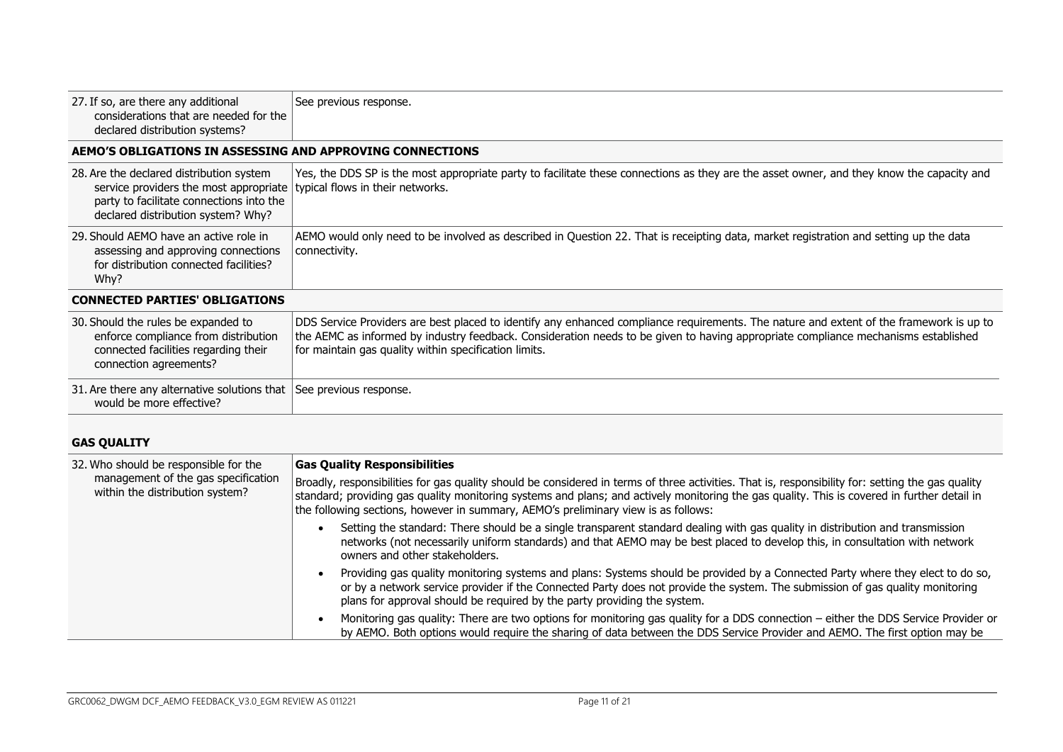| | |
|---|---|
| 27. If so, are there any additional considerations that are needed for the declared distribution systems? | See previous response. |
| **AEMO'S OBLIGATIONS IN ASSESSING AND APPROVING CONNECTIONS** | |
| 28. Are the declared distribution system service providers the most appropriate party to facilitate connections into the declared distribution system? Why? | Yes, the DDS SP is the most appropriate party to facilitate these connections as they are the asset owner, and they know the capacity and typical flows in their networks. |
| 29. Should AEMO have an active role in assessing and approving connections for distribution connected facilities? Why? | AEMO would only need to be involved as described in Question 22. That is receipting data, market registration and setting up the data connectivity. |
| **CONNECTED PARTIES' OBLIGATIONS** | |
| 30. Should the rules be expanded to enforce compliance from distribution connected facilities regarding their connection agreements? | DDS Service Providers are best placed to identify any enhanced compliance requirements. The nature and extent of the framework is up to the AEMC as informed by industry feedback. Consideration needs to be given to having appropriate compliance mechanisms established for maintain gas quality within specification limits. |
| 31. Are there any alternative solutions that would be more effective? | See previous response. |

**GAS QUALITY**

| | |
|---|---|
| 32. Who should be responsible for the management of the gas specification within the distribution system? | **Gas Quality Responsibilities**<br>Broadly, responsibilities for gas quality should be considered in terms of three activities. That is, responsibility for: setting the gas quality standard; providing gas quality monitoring systems and plans; and actively monitoring the gas quality. This is covered in further detail in the following sections, however in summary, AEMO's preliminary view is as follows:<br>• Setting the standard: There should be a single transparent standard dealing with gas quality in distribution and transmission networks (not necessarily uniform standards) and that AEMO may be best placed to develop this, in consultation with network owners and other stakeholders.<br>• Providing gas quality monitoring systems and plans: Systems should be provided by a Connected Party where they elect to do so, or by a network service provider if the Connected Party does not provide the system. The submission of gas quality monitoring plans for approval should be required by the party providing the system.<br>• Monitoring gas quality: There are two options for monitoring gas quality for a DDS connection – either the DDS Service Provider or by AEMO. Both options would require the sharing of data between the DDS Service Provider and AEMO. The first option may be |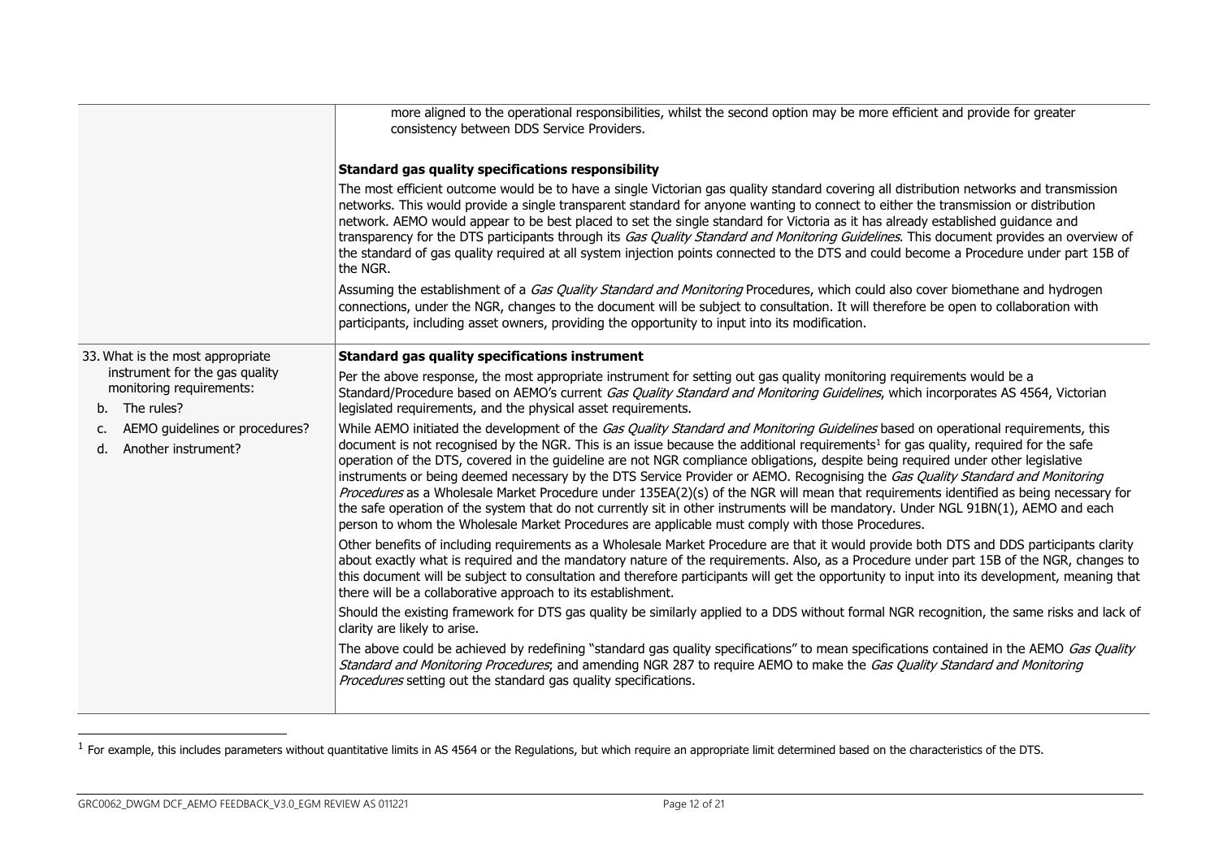| | |
|---|---|
| | more aligned to the operational responsibilities, whilst the second option may be more efficient and provide for greater consistency between DDS Service Providers.<br><br>**Standard gas quality specifications responsibility**<br><br>The most efficient outcome would be to have a single Victorian gas quality standard covering all distribution networks and transmission networks. This would provide a single transparent standard for anyone wanting to connect to either the transmission or distribution network. AEMO would appear to be best placed to set the single standard for Victoria as it has already established guidance and transparency for the DTS participants through its *Gas Quality Standard and Monitoring Guidelines*. This document provides an overview of the standard of gas quality required at all system injection points connected to the DTS and could become a Procedure under part 15B of the NGR.<br><br>Assuming the establishment of a *Gas Quality Standard and Monitoring* Procedures, which could also cover biomethane and hydrogen connections, under the NGR, changes to the document will be subject to consultation. It will therefore be open to collaboration with participants, including asset owners, providing the opportunity to input into its modification. |
| 33. What is the most appropriate instrument for the gas quality monitoring requirements:<br>b. The rules?<br>c. AEMO guidelines or procedures?<br>d. Another instrument? | **Standard gas quality specifications instrument**<br><br>Per the above response, the most appropriate instrument for setting out gas quality monitoring requirements would be a Standard/Procedure based on AEMO's current *Gas Quality Standard and Monitoring Guidelines*, which incorporates AS 4564, Victorian legislated requirements, and the physical asset requirements.<br><br>While AEMO initiated the development of the *Gas Quality Standard and Monitoring Guidelines* based on operational requirements, this document is not recognised by the NGR. This is an issue because the additional requirements[1] for gas quality, required for the safe operation of the DTS, covered in the guideline are not NGR compliance obligations, despite being required under other legislative instruments or being deemed necessary by the DTS Service Provider or AEMO. Recognising the *Gas Quality Standard and Monitoring Procedures* as a Wholesale Market Procedure under 135EA(2)(s) of the NGR will mean that requirements identified as being necessary for the safe operation of the system that do not currently sit in other instruments will be mandatory. Under NGL 91BN(1), AEMO and each person to whom the Wholesale Market Procedures are applicable must comply with those Procedures.<br><br>Other benefits of including requirements as a Wholesale Market Procedure are that it would provide both DTS and DDS participants clarity about exactly what is required and the mandatory nature of the requirements. Also, as a Procedure under part 15B of the NGR, changes to this document will be subject to consultation and therefore participants will get the opportunity to input into its development, meaning that there will be a collaborative approach to its establishment.<br><br>Should the existing framework for DTS gas quality be similarly applied to a DDS without formal NGR recognition, the same risks and lack of clarity are likely to arise.<br><br>The above could be achieved by redefining "standard gas quality specifications" to mean specifications contained in the AEMO *Gas Quality Standard and Monitoring Procedures*; and amending NGR 287 to require AEMO to make the *Gas Quality Standard and Monitoring Procedures* setting out the standard gas quality specifications. |

[1] For example, this includes parameters without quantitative limits in AS 4564 or the Regulations, but which require an appropriate limit determined based on the characteristics of the DTS.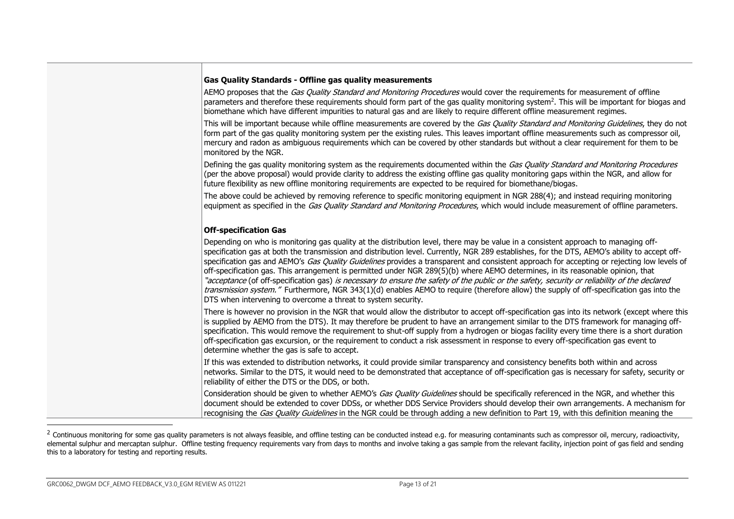**Gas Quality Standards - Offline gas quality measurements**

AEMO proposes that the *Gas Quality Standard and Monitoring Procedures* would cover the requirements for measurement of offline parameters and therefore these requirements should form part of the gas quality monitoring system[2]. This will be important for biogas and biomethane which have different impurities to natural gas and are likely to require different offline measurement regimes.

This will be important because while offline measurements are covered by the *Gas Quality Standard and Monitoring Guidelines*, they do not form part of the gas quality monitoring system per the existing rules. This leaves important offline measurements such as compressor oil, mercury and radon as ambiguous requirements which can be covered by other standards but without a clear requirement for them to be monitored by the NGR.

Defining the gas quality monitoring system as the requirements documented within the *Gas Quality Standard and Monitoring Procedures* (per the above proposal) would provide clarity to address the existing offline gas quality monitoring gaps within the NGR, and allow for future flexibility as new offline monitoring requirements are expected to be required for biomethane/biogas.

The above could be achieved by removing reference to specific monitoring equipment in NGR 288(4); and instead requiring monitoring equipment as specified in the *Gas Quality Standard and Monitoring Procedures*, which would include measurement of offline parameters.

**Off-specification Gas**

Depending on who is monitoring gas quality at the distribution level, there may be value in a consistent approach to managing off-specification gas at both the transmission and distribution level. Currently, NGR 289 establishes, for the DTS, AEMO's ability to accept off-specification gas and AEMO's *Gas Quality Guidelines* provides a transparent and consistent approach for accepting or rejecting low levels of off-specification gas. This arrangement is permitted under NGR 289(5)(b) where AEMO determines, in its reasonable opinion, that *"acceptance* (of off-specification gas) *is necessary to ensure the safety of the public or the safety, security or reliability of the declared transmission system."* Furthermore, NGR 343(1)(d) enables AEMO to require (therefore allow) the supply of off-specification gas into the DTS when intervening to overcome a threat to system security.

There is however no provision in the NGR that would allow the distributor to accept off-specification gas into its network (except where this is supplied by AEMO from the DTS). It may therefore be prudent to have an arrangement similar to the DTS framework for managing off-specification. This would remove the requirement to shut-off supply from a hydrogen or biogas facility every time there is a short duration off-specification gas excursion, or the requirement to conduct a risk assessment in response to every off-specification gas event to determine whether the gas is safe to accept.

If this was extended to distribution networks, it could provide similar transparency and consistency benefits both within and across networks. Similar to the DTS, it would need to be demonstrated that acceptance of off-specification gas is necessary for safety, security or reliability of either the DTS or the DDS, or both.

Consideration should be given to whether AEMO's *Gas Quality Guidelines* should be specifically referenced in the NGR, and whether this document should be extended to cover DDSs, or whether DDS Service Providers should develop their own arrangements. A mechanism for recognising the *Gas Quality Guidelines* in the NGR could be through adding a new definition to Part 19, with this definition meaning the

---

[2] Continuous monitoring for some gas quality parameters is not always feasible, and offline testing can be conducted instead e.g. for measuring contaminants such as compressor oil, mercury, radioactivity, elemental sulphur and mercaptan sulphur. Offline testing frequency requirements vary from days to months and involve taking a gas sample from the relevant facility, injection point of gas field and sending this to a laboratory for testing and reporting results.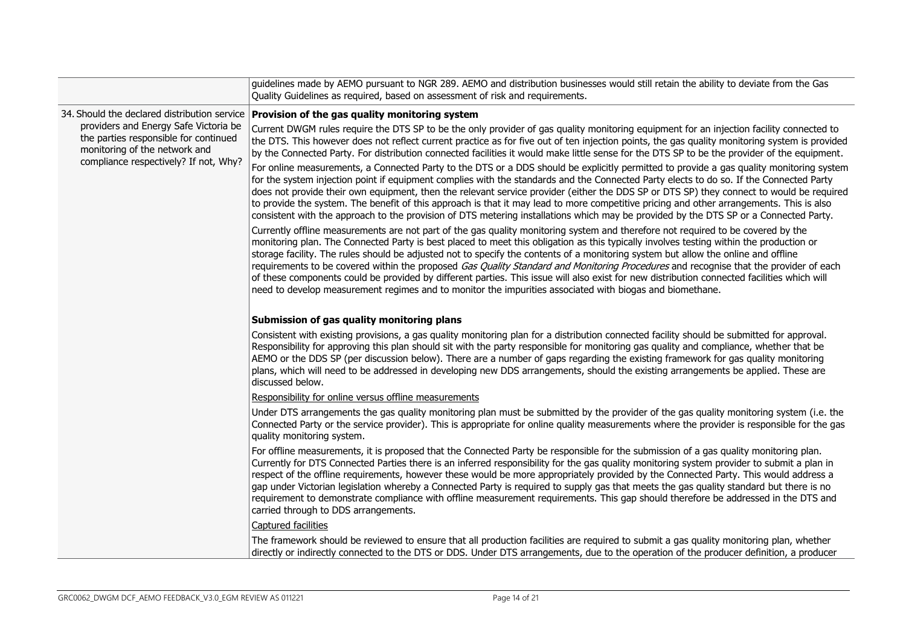| | |
|---|---|
| | guidelines made by AEMO pursuant to NGR 289. AEMO and distribution businesses would still retain the ability to deviate from the Gas Quality Guidelines as required, based on assessment of risk and requirements. |
| 34. Should the declared distribution service providers and Energy Safe Victoria be the parties responsible for continued monitoring of the network and compliance respectively? If not, Why? | **Provision of the gas quality monitoring system**<br><br>Current DWGM rules require the DTS SP to be the only provider of gas quality monitoring equipment for an injection facility connected to the DTS. This however does not reflect current practice as for five out of ten injection points, the gas quality monitoring system is provided by the Connected Party. For distribution connected facilities it would make little sense for the DTS SP to be the provider of the equipment.<br><br>For online measurements, a Connected Party to the DTS or a DDS should be explicitly permitted to provide a gas quality monitoring system for the system injection point if equipment complies with the standards and the Connected Party elects to do so. If the Connected Party does not provide their own equipment, then the relevant service provider (either the DDS SP or DTS SP) they connect to would be required to provide the system. The benefit of this approach is that it may lead to more competitive pricing and other arrangements. This is also consistent with the approach to the provision of DTS metering installations which may be provided by the DTS SP or a Connected Party.<br><br>Currently offline measurements are not part of the gas quality monitoring system and therefore not required to be covered by the monitoring plan. The Connected Party is best placed to meet this obligation as this typically involves testing within the production or storage facility. The rules should be adjusted not to specify the contents of a monitoring system but allow the online and offline requirements to be covered within the proposed *Gas Quality Standard and Monitoring Procedures* and recognise that the provider of each of these components could be provided by different parties. This issue will also exist for new distribution connected facilities which will need to develop measurement regimes and to monitor the impurities associated with biogas and biomethane.<br><br>**Submission of gas quality monitoring plans**<br><br>Consistent with existing provisions, a gas quality monitoring plan for a distribution connected facility should be submitted for approval. Responsibility for approving this plan should sit with the party responsible for monitoring gas quality and compliance, whether that be AEMO or the DDS SP (per discussion below). There are a number of gaps regarding the existing framework for gas quality monitoring plans, which will need to be addressed in developing new DDS arrangements, should the existing arrangements be applied. These are discussed below.<br><br><u>Responsibility for online versus offline measurements</u><br><br>Under DTS arrangements the gas quality monitoring plan must be submitted by the provider of the gas quality monitoring system (i.e. the Connected Party or the service provider). This is appropriate for online quality measurements where the provider is responsible for the gas quality monitoring system.<br><br>For offline measurements, it is proposed that the Connected Party be responsible for the submission of a gas quality monitoring plan. Currently for DTS Connected Parties there is an inferred responsibility for the gas quality monitoring system provider to submit a plan in respect of the offline requirements, however these would be more appropriately provided by the Connected Party. This would address a gap under Victorian legislation whereby a Connected Party is required to supply gas that meets the gas quality standard but there is no requirement to demonstrate compliance with offline measurement requirements. This gap should therefore be addressed in the DTS and carried through to DDS arrangements.<br><br><u>Captured facilities</u><br><br>The framework should be reviewed to ensure that all production facilities are required to submit a gas quality monitoring plan, whether directly or indirectly connected to the DTS or DDS. Under DTS arrangements, due to the operation of the producer definition, a producer |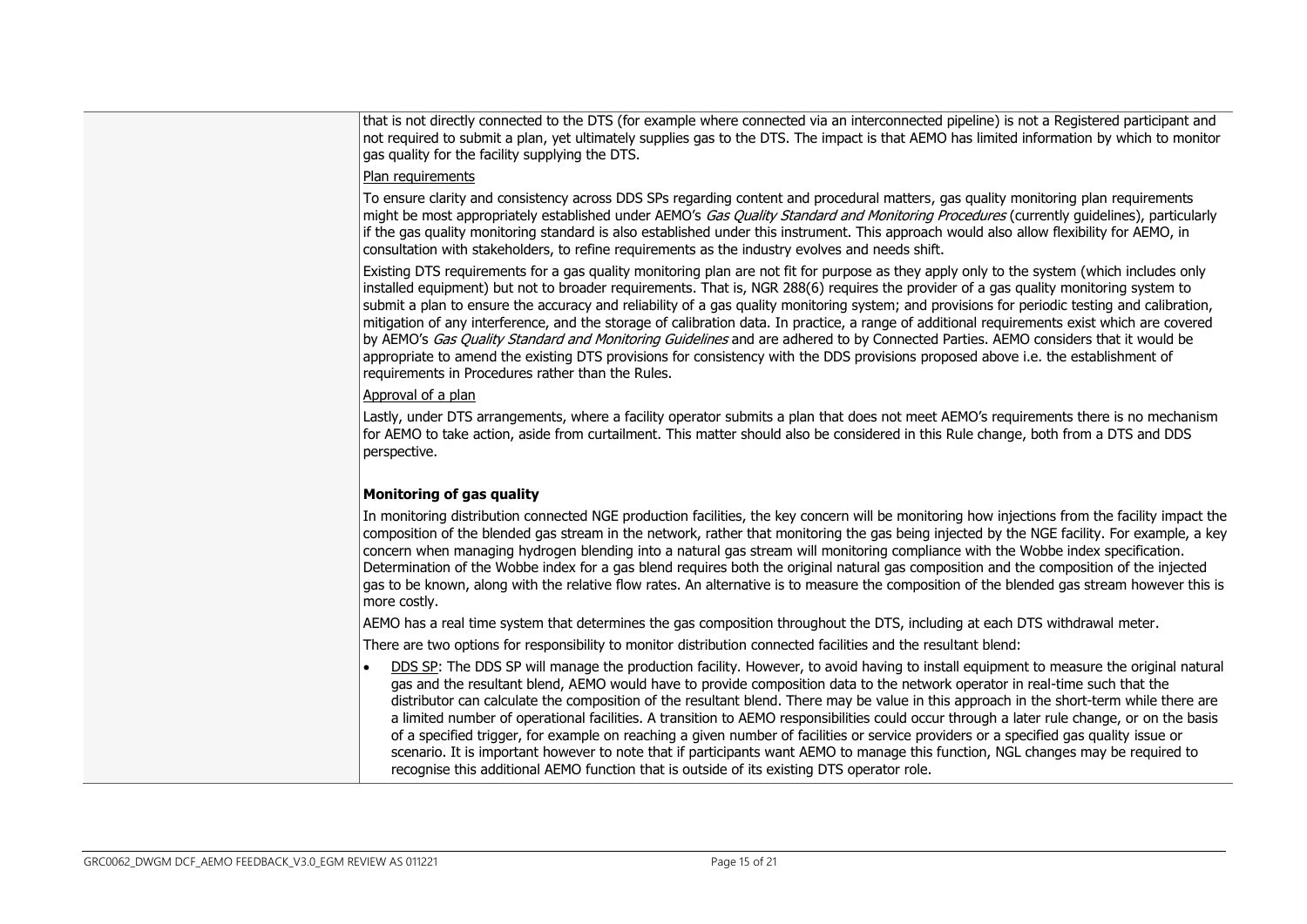| | |
|---|---|
| | that is not directly connected to the DTS (for example where connected via an interconnected pipeline) is not a Registered participant and not required to submit a plan, yet ultimately supplies gas to the DTS. The impact is that AEMO has limited information by which to monitor gas quality for the facility supplying the DTS.<br><br><u>Plan requirements</u><br><br>To ensure clarity and consistency across DDS SPs regarding content and procedural matters, gas quality monitoring plan requirements might be most appropriately established under AEMO's *Gas Quality Standard and Monitoring Procedures* (currently guidelines), particularly if the gas quality monitoring standard is also established under this instrument. This approach would also allow flexibility for AEMO, in consultation with stakeholders, to refine requirements as the industry evolves and needs shift.<br><br>Existing DTS requirements for a gas quality monitoring plan are not fit for purpose as they apply only to the system (which includes only installed equipment) but not to broader requirements. That is, NGR 288(6) requires the provider of a gas quality monitoring system to submit a plan to ensure the accuracy and reliability of a gas quality monitoring system; and provisions for periodic testing and calibration, mitigation of any interference, and the storage of calibration data. In practice, a range of additional requirements exist which are covered by AEMO's *Gas Quality Standard and Monitoring Guidelines* and are adhered to by Connected Parties. AEMO considers that it would be appropriate to amend the existing DTS provisions for consistency with the DDS provisions proposed above i.e. the establishment of requirements in Procedures rather than the Rules.<br><br><u>Approval of a plan</u><br><br>Lastly, under DTS arrangements, where a facility operator submits a plan that does not meet AEMO's requirements there is no mechanism for AEMO to take action, aside from curtailment. This matter should also be considered in this Rule change, both from a DTS and DDS perspective.<br><br>**Monitoring of gas quality**<br><br>In monitoring distribution connected NGE production facilities, the key concern will be monitoring how injections from the facility impact the composition of the blended gas stream in the network, rather that monitoring the gas being injected by the NGE facility. For example, a key concern when managing hydrogen blending into a natural gas stream will monitoring compliance with the Wobbe index specification. Determination of the Wobbe index for a gas blend requires both the original natural gas composition and the composition of the injected gas to be known, along with the relative flow rates. An alternative is to measure the composition of the blended gas stream however this is more costly.<br><br>AEMO has a real time system that determines the gas composition throughout the DTS, including at each DTS withdrawal meter.<br><br>There are two options for responsibility to monitor distribution connected facilities and the resultant blend:<br><br>• <u>DDS SP</u>: The DDS SP will manage the production facility. However, to avoid having to install equipment to measure the original natural gas and the resultant blend, AEMO would have to provide composition data to the network operator in real-time such that the distributor can calculate the composition of the resultant blend. There may be value in this approach in the short-term while there are a limited number of operational facilities. A transition to AEMO responsibilities could occur through a later rule change, or on the basis of a specified trigger, for example on reaching a given number of facilities or service providers or a specified gas quality issue or scenario. It is important however to note that if participants want AEMO to manage this function, NGL changes may be required to recognise this additional AEMO function that is outside of its existing DTS operator role. |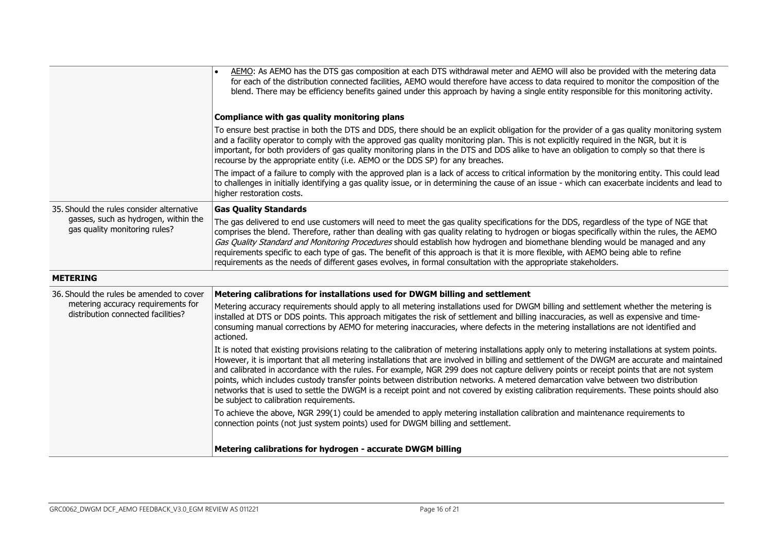| | |
|---|---|
| | • <u>AEMO</u>: As AEMO has the DTS gas composition at each DTS withdrawal meter and AEMO will also be provided with the metering data for each of the distribution connected facilities, AEMO would therefore have access to data required to monitor the composition of the blend. There may be efficiency benefits gained under this approach by having a single entity responsible for this monitoring activity.<br><br>**Compliance with gas quality monitoring plans**<br><br>To ensure best practise in both the DTS and DDS, there should be an explicit obligation for the provider of a gas quality monitoring system and a facility operator to comply with the approved gas quality monitoring plan. This is not explicitly required in the NGR, but it is important, for both providers of gas quality monitoring plans in the DTS and DDS alike to have an obligation to comply so that there is recourse by the appropriate entity (i.e. AEMO or the DDS SP) for any breaches.<br><br>The impact of a failure to comply with the approved plan is a lack of access to critical information by the monitoring entity. This could lead to challenges in initially identifying a gas quality issue, or in determining the cause of an issue - which can exacerbate incidents and lead to higher restoration costs. |
| 35. Should the rules consider alternative gasses, such as hydrogen, within the gas quality monitoring rules? | **Gas Quality Standards**<br><br>The gas delivered to end use customers will need to meet the gas quality specifications for the DDS, regardless of the type of NGE that comprises the blend. Therefore, rather than dealing with gas quality relating to hydrogen or biogas specifically within the rules, the AEMO *Gas Quality Standard and Monitoring Procedures* should establish how hydrogen and biomethane blending would be managed and any requirements specific to each type of gas. The benefit of this approach is that it is more flexible, with AEMO being able to refine requirements as the needs of different gases evolves, in formal consultation with the appropriate stakeholders. |
| **METERING** | |
| 36. Should the rules be amended to cover metering accuracy requirements for distribution connected facilities? | **Metering calibrations for installations used for DWGM billing and settlement**<br><br>Metering accuracy requirements should apply to all metering installations used for DWGM billing and settlement whether the metering is installed at DTS or DDS points. This approach mitigates the risk of settlement and billing inaccuracies, as well as expensive and time-consuming manual corrections by AEMO for metering inaccuracies, where defects in the metering installations are not identified and actioned.<br><br>It is noted that existing provisions relating to the calibration of metering installations apply only to metering installations at system points. However, it is important that all metering installations that are involved in billing and settlement of the DWGM are accurate and maintained and calibrated in accordance with the rules. For example, NGR 299 does not capture delivery points or receipt points that are not system points, which includes custody transfer points between distribution networks. A metered demarcation valve between two distribution networks that is used to settle the DWGM is a receipt point and not covered by existing calibration requirements. These points should also be subject to calibration requirements.<br><br>To achieve the above, NGR 299(1) could be amended to apply metering installation calibration and maintenance requirements to connection points (not just system points) used for DWGM billing and settlement.<br><br>**Metering calibrations for hydrogen - accurate DWGM billing** |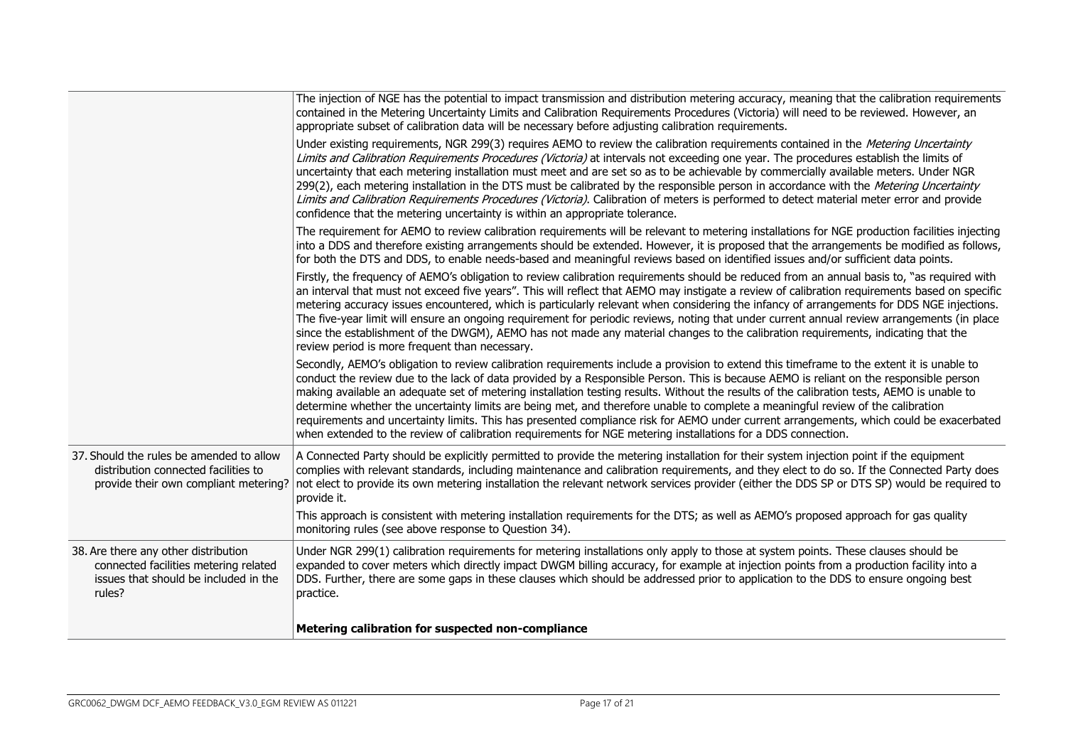| | |
|---|---|
| | The injection of NGE has the potential to impact transmission and distribution metering accuracy, meaning that the calibration requirements contained in the Metering Uncertainty Limits and Calibration Requirements Procedures (Victoria) will need to be reviewed. However, an appropriate subset of calibration data will be necessary before adjusting calibration requirements.<br><br>Under existing requirements, NGR 299(3) requires AEMO to review the calibration requirements contained in the *Metering Uncertainty Limits and Calibration Requirements Procedures (Victoria)* at intervals not exceeding one year. The procedures establish the limits of uncertainty that each metering installation must meet and are set so as to be achievable by commercially available meters. Under NGR 299(2), each metering installation in the DTS must be calibrated by the responsible person in accordance with the *Metering Uncertainty Limits and Calibration Requirements Procedures (Victoria)*. Calibration of meters is performed to detect material meter error and provide confidence that the metering uncertainty is within an appropriate tolerance.<br><br>The requirement for AEMO to review calibration requirements will be relevant to metering installations for NGE production facilities injecting into a DDS and therefore existing arrangements should be extended. However, it is proposed that the arrangements be modified as follows, for both the DTS and DDS, to enable needs-based and meaningful reviews based on identified issues and/or sufficient data points.<br><br>Firstly, the frequency of AEMO's obligation to review calibration requirements should be reduced from an annual basis to, "as required with an interval that must not exceed five years". This will reflect that AEMO may instigate a review of calibration requirements based on specific metering accuracy issues encountered, which is particularly relevant when considering the infancy of arrangements for DDS NGE injections. The five-year limit will ensure an ongoing requirement for periodic reviews, noting that under current annual review arrangements (in place since the establishment of the DWGM), AEMO has not made any material changes to the calibration requirements, indicating that the review period is more frequent than necessary.<br><br>Secondly, AEMO's obligation to review calibration requirements include a provision to extend this timeframe to the extent it is unable to conduct the review due to the lack of data provided by a Responsible Person. This is because AEMO is reliant on the responsible person making available an adequate set of metering installation testing results. Without the results of the calibration tests, AEMO is unable to determine whether the uncertainty limits are being met, and therefore unable to complete a meaningful review of the calibration requirements and uncertainty limits. This has presented compliance risk for AEMO under current arrangements, which could be exacerbated when extended to the review of calibration requirements for NGE metering installations for a DDS connection. |
| 37. Should the rules be amended to allow distribution connected facilities to provide their own compliant metering? | A Connected Party should be explicitly permitted to provide the metering installation for their system injection point if the equipment complies with relevant standards, including maintenance and calibration requirements, and they elect to do so. If the Connected Party does not elect to provide its own metering installation the relevant network services provider (either the DDS SP or DTS SP) would be required to provide it.<br><br>This approach is consistent with metering installation requirements for the DTS; as well as AEMO's proposed approach for gas quality monitoring rules (see above response to Question 34). |
| 38. Are there any other distribution connected facilities metering related issues that should be included in the rules? | Under NGR 299(1) calibration requirements for metering installations only apply to those at system points. These clauses should be expanded to cover meters which directly impact DWGM billing accuracy, for example at injection points from a production facility into a DDS. Further, there are some gaps in these clauses which should be addressed prior to application to the DDS to ensure ongoing best practice.<br><br>**Metering calibration for suspected non-compliance** |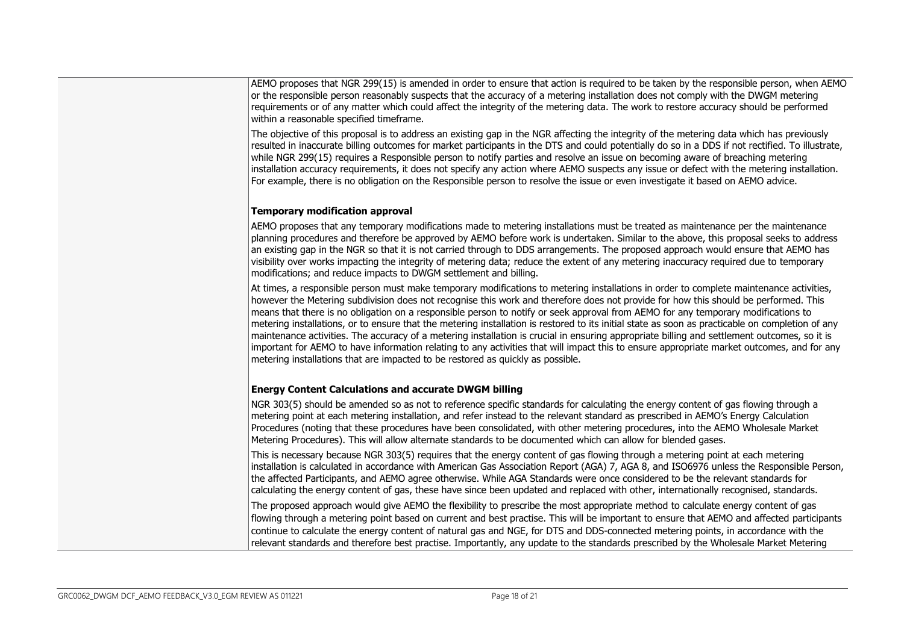AEMO proposes that NGR 299(15) is amended in order to ensure that action is required to be taken by the responsible person, when AEMO or the responsible person reasonably suspects that the accuracy of a metering installation does not comply with the DWGM metering requirements or of any matter which could affect the integrity of the metering data. The work to restore accuracy should be performed within a reasonable specified timeframe.

The objective of this proposal is to address an existing gap in the NGR affecting the integrity of the metering data which has previously resulted in inaccurate billing outcomes for market participants in the DTS and could potentially do so in a DDS if not rectified. To illustrate, while NGR 299(15) requires a Responsible person to notify parties and resolve an issue on becoming aware of breaching metering installation accuracy requirements, it does not specify any action where AEMO suspects any issue or defect with the metering installation. For example, there is no obligation on the Responsible person to resolve the issue or even investigate it based on AEMO advice.

**Temporary modification approval**

AEMO proposes that any temporary modifications made to metering installations must be treated as maintenance per the maintenance planning procedures and therefore be approved by AEMO before work is undertaken. Similar to the above, this proposal seeks to address an existing gap in the NGR so that it is not carried through to DDS arrangements. The proposed approach would ensure that AEMO has visibility over works impacting the integrity of metering data; reduce the extent of any metering inaccuracy required due to temporary modifications; and reduce impacts to DWGM settlement and billing.

At times, a responsible person must make temporary modifications to metering installations in order to complete maintenance activities, however the Metering subdivision does not recognise this work and therefore does not provide for how this should be performed. This means that there is no obligation on a responsible person to notify or seek approval from AEMO for any temporary modifications to metering installations, or to ensure that the metering installation is restored to its initial state as soon as practicable on completion of any maintenance activities. The accuracy of a metering installation is crucial in ensuring appropriate billing and settlement outcomes, so it is important for AEMO to have information relating to any activities that will impact this to ensure appropriate market outcomes, and for any metering installations that are impacted to be restored as quickly as possible.

**Energy Content Calculations and accurate DWGM billing**

NGR 303(5) should be amended so as not to reference specific standards for calculating the energy content of gas flowing through a metering point at each metering installation, and refer instead to the relevant standard as prescribed in AEMO's Energy Calculation Procedures (noting that these procedures have been consolidated, with other metering procedures, into the AEMO Wholesale Market Metering Procedures). This will allow alternate standards to be documented which can allow for blended gases.

This is necessary because NGR 303(5) requires that the energy content of gas flowing through a metering point at each metering installation is calculated in accordance with American Gas Association Report (AGA) 7, AGA 8, and ISO6976 unless the Responsible Person, the affected Participants, and AEMO agree otherwise. While AGA Standards were once considered to be the relevant standards for calculating the energy content of gas, these have since been updated and replaced with other, internationally recognised, standards.

The proposed approach would give AEMO the flexibility to prescribe the most appropriate method to calculate energy content of gas flowing through a metering point based on current and best practise. This will be important to ensure that AEMO and affected participants continue to calculate the energy content of natural gas and NGE, for DTS and DDS-connected metering points, in accordance with the relevant standards and therefore best practise. Importantly, any update to the standards prescribed by the Wholesale Market Metering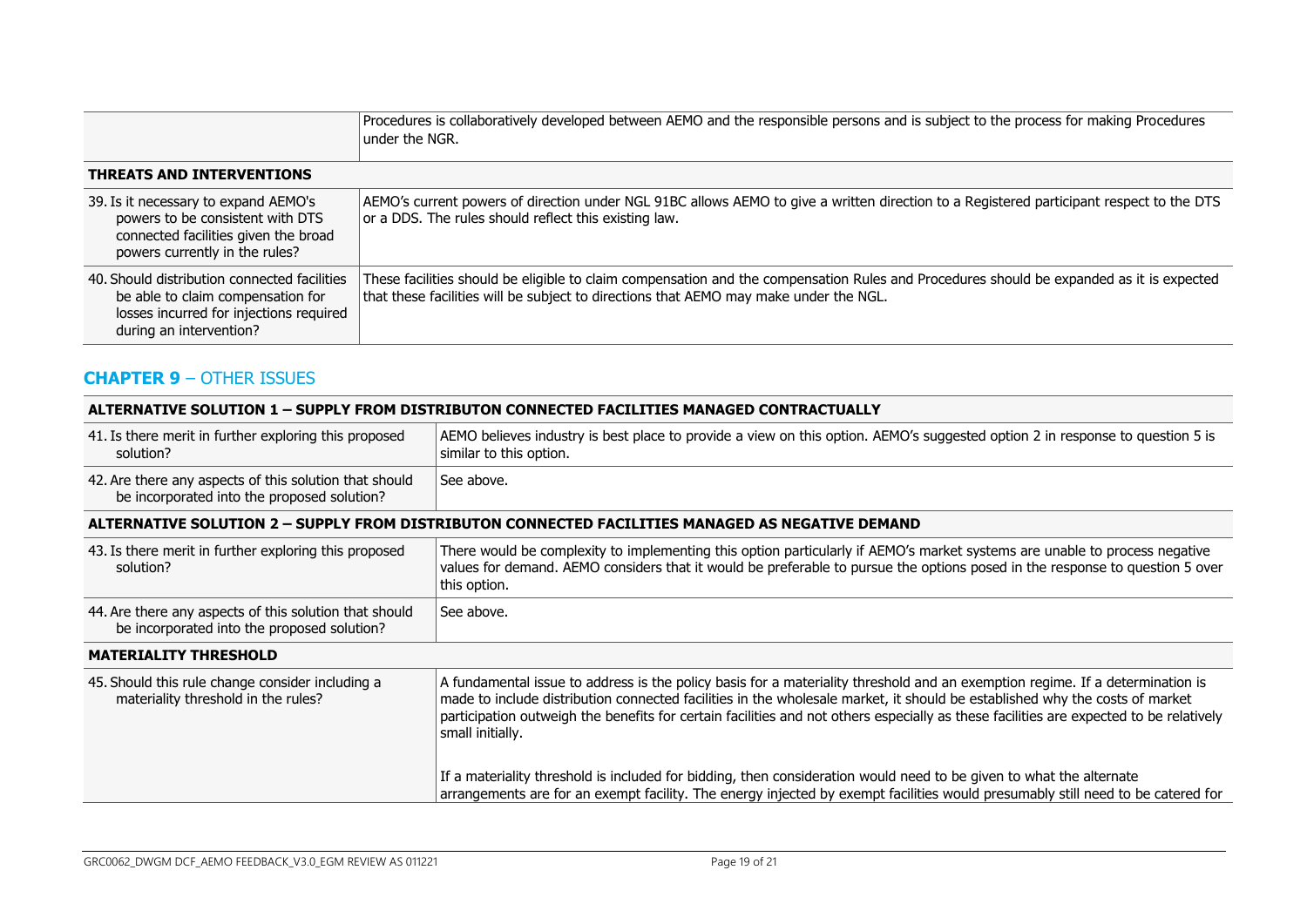| | |
|---|---|
| | Procedures is collaboratively developed between AEMO and the responsible persons and is subject to the process for making Procedures under the NGR. |
| **THREATS AND INTERVENTIONS** | |
| 39. Is it necessary to expand AEMO's powers to be consistent with DTS connected facilities given the broad powers currently in the rules? | AEMO's current powers of direction under NGL 91BC allows AEMO to give a written direction to a Registered participant respect to the DTS or a DDS. The rules should reflect this existing law. |
| 40. Should distribution connected facilities be able to claim compensation for losses incurred for injections required during an intervention? | These facilities should be eligible to claim compensation and the compensation Rules and Procedures should be expanded as it is expected that these facilities will be subject to directions that AEMO may make under the NGL. |

## **CHAPTER 9** – OTHER ISSUES

| | |
|---|---|
| **ALTERNATIVE SOLUTION 1 – SUPPLY FROM DISTRIBUTON CONNECTED FACILITIES MANAGED CONTRACTUALLY** | |
| 41. Is there merit in further exploring this proposed solution? | AEMO believes industry is best place to provide a view on this option. AEMO's suggested option 2 in response to question 5 is similar to this option. |
| 42. Are there any aspects of this solution that should be incorporated into the proposed solution? | See above. |
| **ALTERNATIVE SOLUTION 2 – SUPPLY FROM DISTRIBUTON CONNECTED FACILITIES MANAGED AS NEGATIVE DEMAND** | |
| 43. Is there merit in further exploring this proposed solution? | There would be complexity to implementing this option particularly if AEMO's market systems are unable to process negative values for demand. AEMO considers that it would be preferable to pursue the options posed in the response to question 5 over this option. |
| 44. Are there any aspects of this solution that should be incorporated into the proposed solution? | See above. |
| **MATERIALITY THRESHOLD** | |
| 45. Should this rule change consider including a materiality threshold in the rules? | A fundamental issue to address is the policy basis for a materiality threshold and an exemption regime. If a determination is made to include distribution connected facilities in the wholesale market, it should be established why the costs of market participation outweigh the benefits for certain facilities and not others especially as these facilities are expected to be relatively small initially.<br><br>If a materiality threshold is included for bidding, then consideration would need to be given to what the alternate arrangements are for an exempt facility. The energy injected by exempt facilities would presumably still need to be catered for |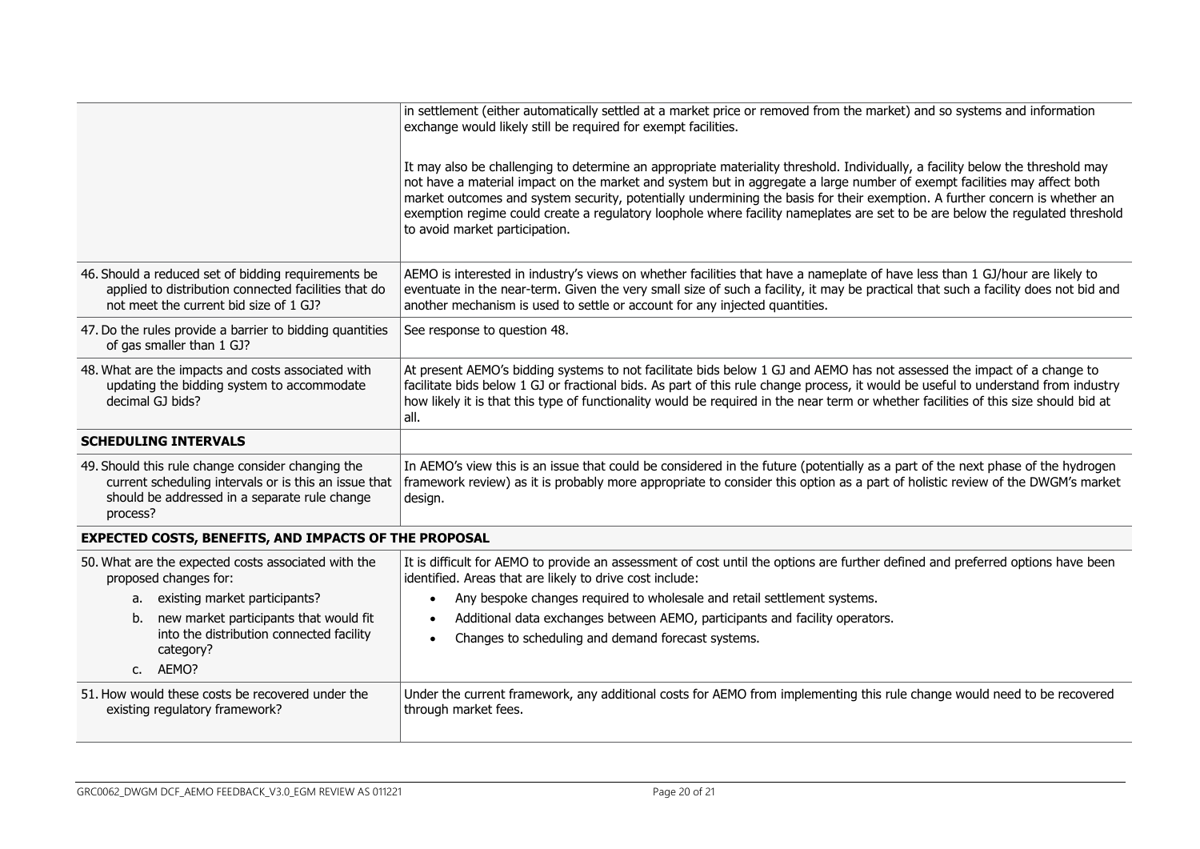| | |
|---|---|
| | in settlement (either automatically settled at a market price or removed from the market) and so systems and information exchange would likely still be required for exempt facilities.<br><br>It may also be challenging to determine an appropriate materiality threshold. Individually, a facility below the threshold may not have a material impact on the market and system but in aggregate a large number of exempt facilities may affect both market outcomes and system security, potentially undermining the basis for their exemption. A further concern is whether an exemption regime could create a regulatory loophole where facility nameplates are set to be are below the regulated threshold to avoid market participation. |
| 46. Should a reduced set of bidding requirements be applied to distribution connected facilities that do not meet the current bid size of 1 GJ? | AEMO is interested in industry's views on whether facilities that have a nameplate of have less than 1 GJ/hour are likely to eventuate in the near-term. Given the very small size of such a facility, it may be practical that such a facility does not bid and another mechanism is used to settle or account for any injected quantities. |
| 47. Do the rules provide a barrier to bidding quantities of gas smaller than 1 GJ? | See response to question 48. |
| 48. What are the impacts and costs associated with updating the bidding system to accommodate decimal GJ bids? | At present AEMO's bidding systems to not facilitate bids below 1 GJ and AEMO has not assessed the impact of a change to facilitate bids below 1 GJ or fractional bids. As part of this rule change process, it would be useful to understand from industry how likely it is that this type of functionality would be required in the near term or whether facilities of this size should bid at all. |
| **SCHEDULING INTERVALS** | |
| 49. Should this rule change consider changing the current scheduling intervals or is this an issue that should be addressed in a separate rule change process? | In AEMO's view this is an issue that could be considered in the future (potentially as a part of the next phase of the hydrogen framework review) as it is probably more appropriate to consider this option as a part of holistic review of the DWGM's market design. |
| **EXPECTED COSTS, BENEFITS, AND IMPACTS OF THE PROPOSAL** | |
| 50. What are the expected costs associated with the proposed changes for:<br>a. existing market participants?<br>b. new market participants that would fit into the distribution connected facility category?<br>c. AEMO? | It is difficult for AEMO to provide an assessment of cost until the options are further defined and preferred options have been identified. Areas that are likely to drive cost include:<br>• Any bespoke changes required to wholesale and retail settlement systems.<br>• Additional data exchanges between AEMO, participants and facility operators.<br>• Changes to scheduling and demand forecast systems. |
| 51. How would these costs be recovered under the existing regulatory framework? | Under the current framework, any additional costs for AEMO from implementing this rule change would need to be recovered through market fees. |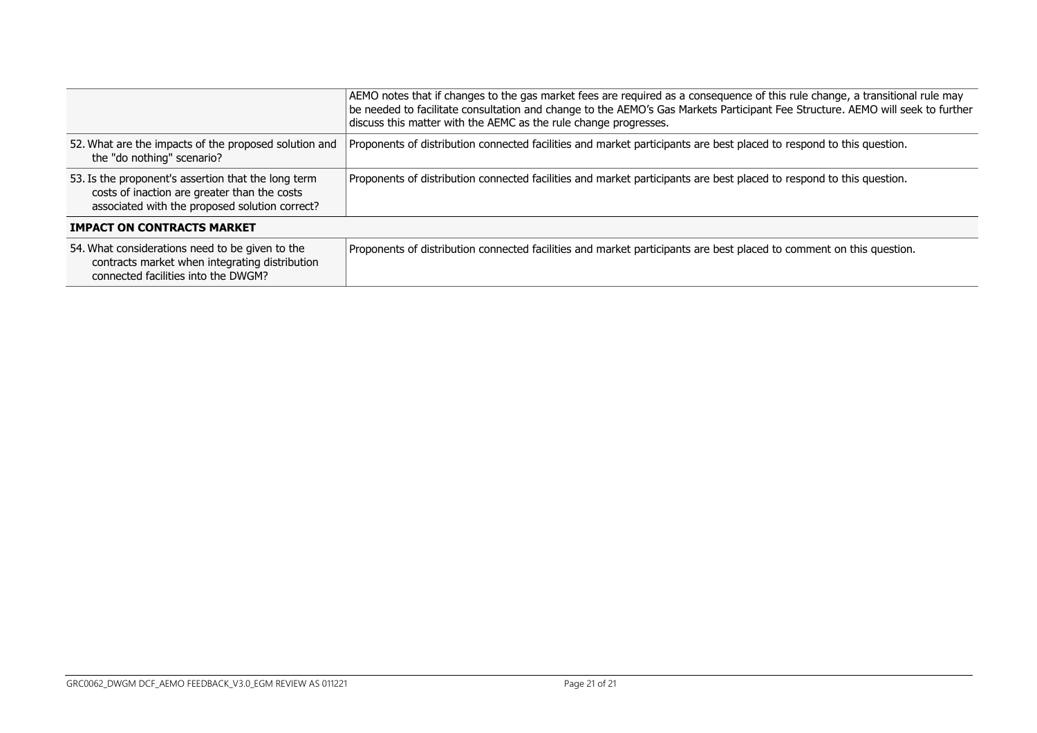| | |
|---|---|
| | AEMO notes that if changes to the gas market fees are required as a consequence of this rule change, a transitional rule may be needed to facilitate consultation and change to the AEMO's Gas Markets Participant Fee Structure. AEMO will seek to further discuss this matter with the AEMC as the rule change progresses. |
| 52. What are the impacts of the proposed solution and the "do nothing" scenario? | Proponents of distribution connected facilities and market participants are best placed to respond to this question. |
| 53. Is the proponent's assertion that the long term costs of inaction are greater than the costs associated with the proposed solution correct? | Proponents of distribution connected facilities and market participants are best placed to respond to this question. |
| **IMPACT ON CONTRACTS MARKET** | |
| 54. What considerations need to be given to the contracts market when integrating distribution connected facilities into the DWGM? | Proponents of distribution connected facilities and market participants are best placed to comment on this question. |